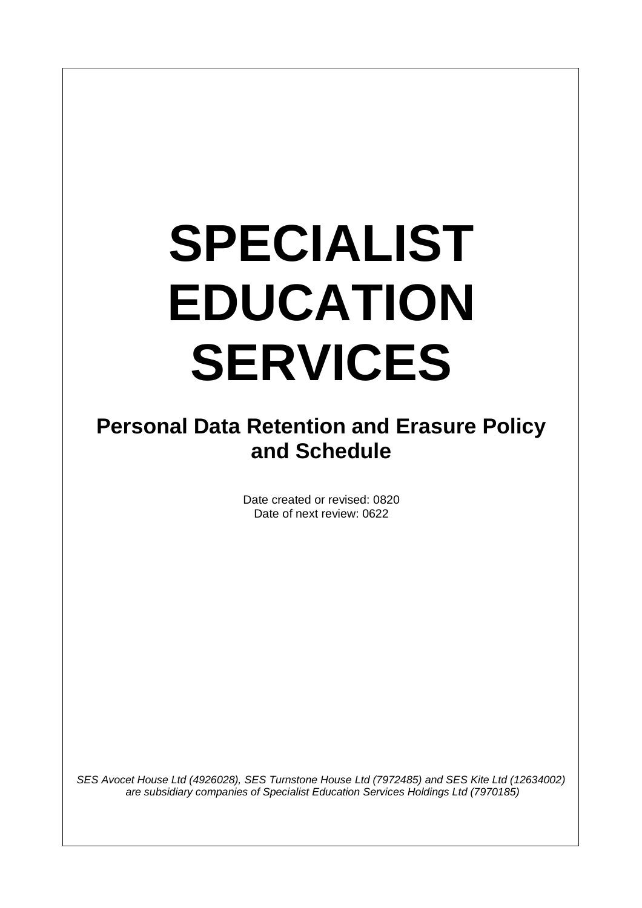# SPECIALIST EDUCATION SERVICES

## Personal Data Retention and Erasure Policy and Schedule

Date created or revised: 0820
Date of next review: 0622

*SES Avocet House Ltd (4926028), SES Turnstone House Ltd (7972485) and SES Kite Ltd (12634002) are subsidiary companies of Specialist Education Services Holdings Ltd (7970185)*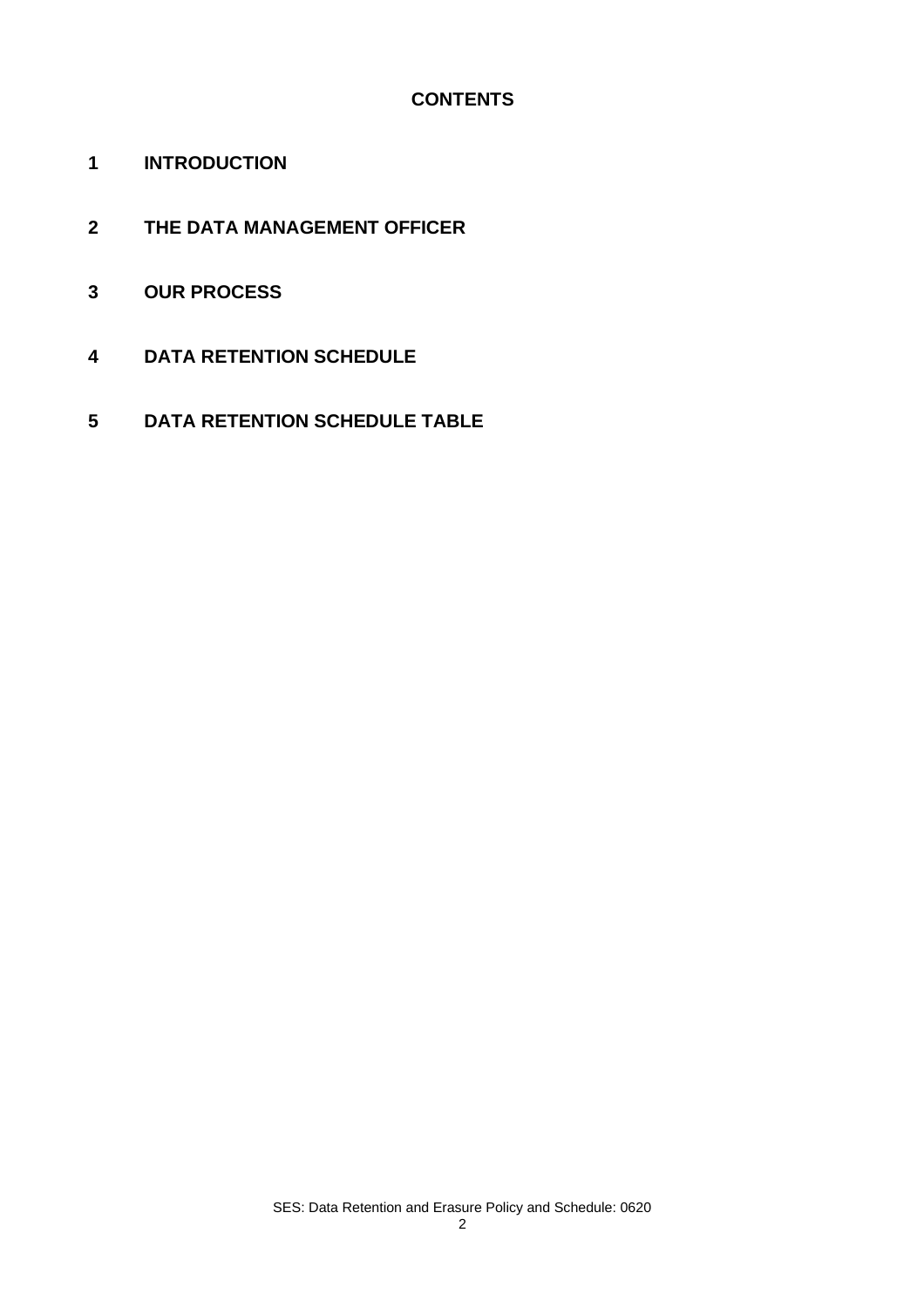# CONTENTS

1 **INTRODUCTION**

2 **THE DATA MANAGEMENT OFFICER**

3 **OUR PROCESS**

4 **DATA RETENTION SCHEDULE**

5 **DATA RETENTION SCHEDULE TABLE**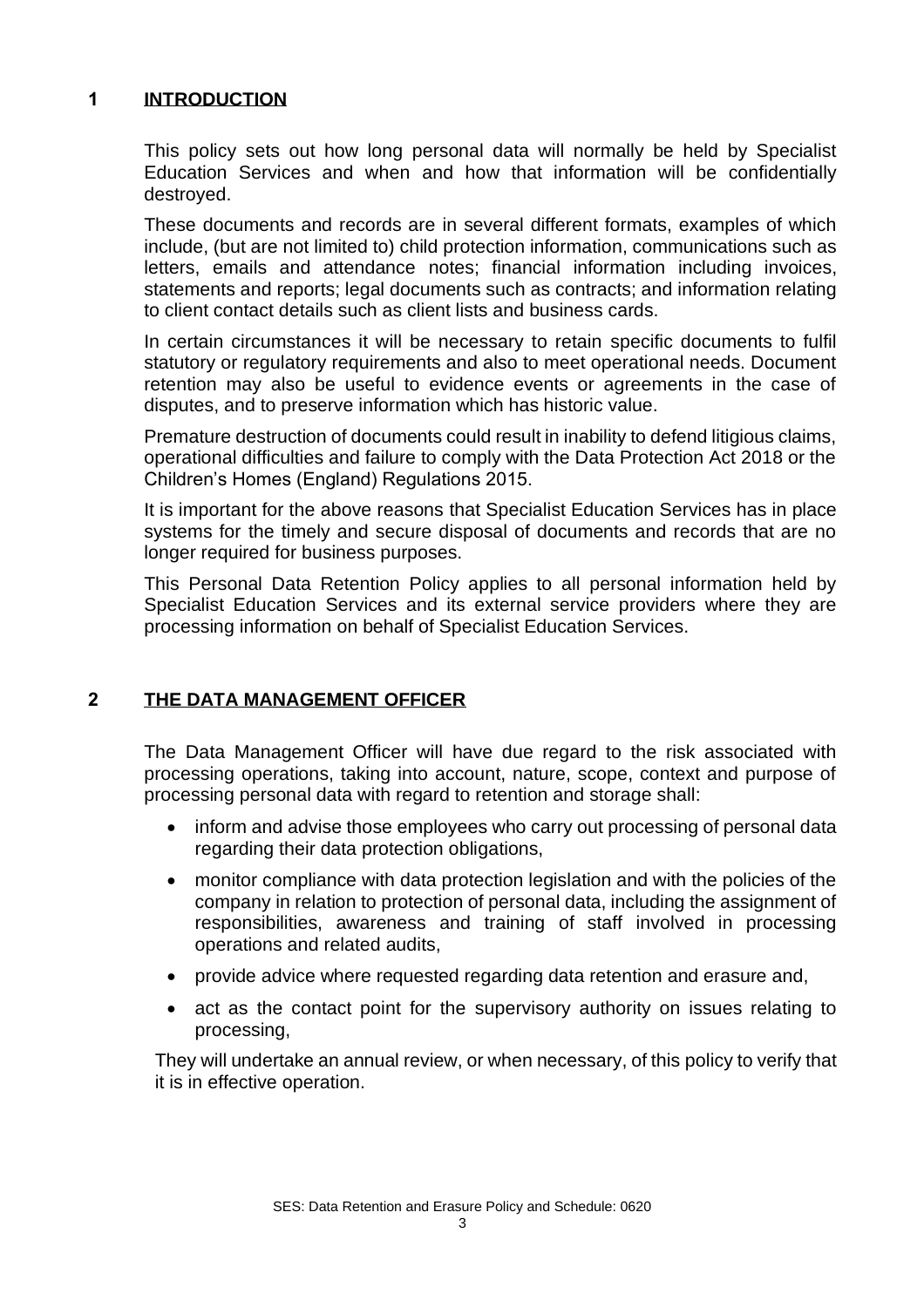## 1 INTRODUCTION

This policy sets out how long personal data will normally be held by Specialist Education Services and when and how that information will be confidentially destroyed.

These documents and records are in several different formats, examples of which include, (but are not limited to) child protection information, communications such as letters, emails and attendance notes; financial information including invoices, statements and reports; legal documents such as contracts; and information relating to client contact details such as client lists and business cards.

In certain circumstances it will be necessary to retain specific documents to fulfil statutory or regulatory requirements and also to meet operational needs. Document retention may also be useful to evidence events or agreements in the case of disputes, and to preserve information which has historic value.

Premature destruction of documents could result in inability to defend litigious claims, operational difficulties and failure to comply with the Data Protection Act 2018 or the Children's Homes (England) Regulations 2015.

It is important for the above reasons that Specialist Education Services has in place systems for the timely and secure disposal of documents and records that are no longer required for business purposes.

This Personal Data Retention Policy applies to all personal information held by Specialist Education Services and its external service providers where they are processing information on behalf of Specialist Education Services.

## 2 THE DATA MANAGEMENT OFFICER

The Data Management Officer will have due regard to the risk associated with processing operations, taking into account, nature, scope, context and purpose of processing personal data with regard to retention and storage shall:

- inform and advise those employees who carry out processing of personal data regarding their data protection obligations,
- monitor compliance with data protection legislation and with the policies of the company in relation to protection of personal data, including the assignment of responsibilities, awareness and training of staff involved in processing operations and related audits,
- provide advice where requested regarding data retention and erasure and,
- act as the contact point for the supervisory authority on issues relating to processing,

They will undertake an annual review, or when necessary, of this policy to verify that it is in effective operation.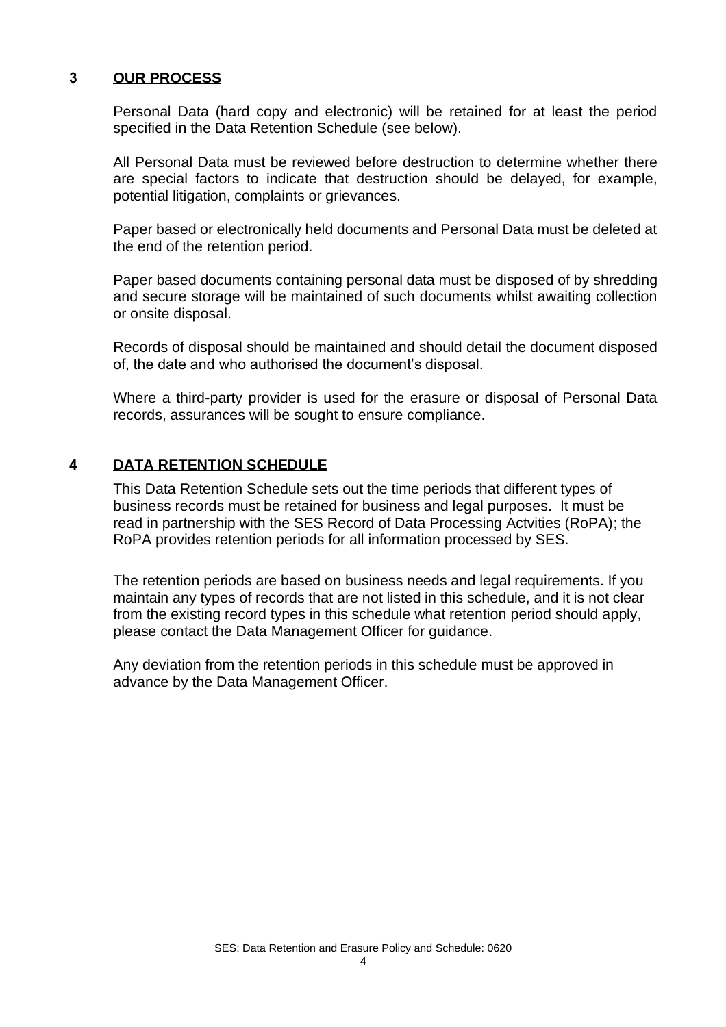## 3 OUR PROCESS

Personal Data (hard copy and electronic) will be retained for at least the period specified in the Data Retention Schedule (see below).

All Personal Data must be reviewed before destruction to determine whether there are special factors to indicate that destruction should be delayed, for example, potential litigation, complaints or grievances.

Paper based or electronically held documents and Personal Data must be deleted at the end of the retention period.

Paper based documents containing personal data must be disposed of by shredding and secure storage will be maintained of such documents whilst awaiting collection or onsite disposal.

Records of disposal should be maintained and should detail the document disposed of, the date and who authorised the document's disposal.

Where a third-party provider is used for the erasure or disposal of Personal Data records, assurances will be sought to ensure compliance.

## 4 DATA RETENTION SCHEDULE

This Data Retention Schedule sets out the time periods that different types of business records must be retained for business and legal purposes. It must be read in partnership with the SES Record of Data Processing Actvities (RoPA); the RoPA provides retention periods for all information processed by SES.

The retention periods are based on business needs and legal requirements. If you maintain any types of records that are not listed in this schedule, and it is not clear from the existing record types in this schedule what retention period should apply, please contact the Data Management Officer for guidance.

Any deviation from the retention periods in this schedule must be approved in advance by the Data Management Officer.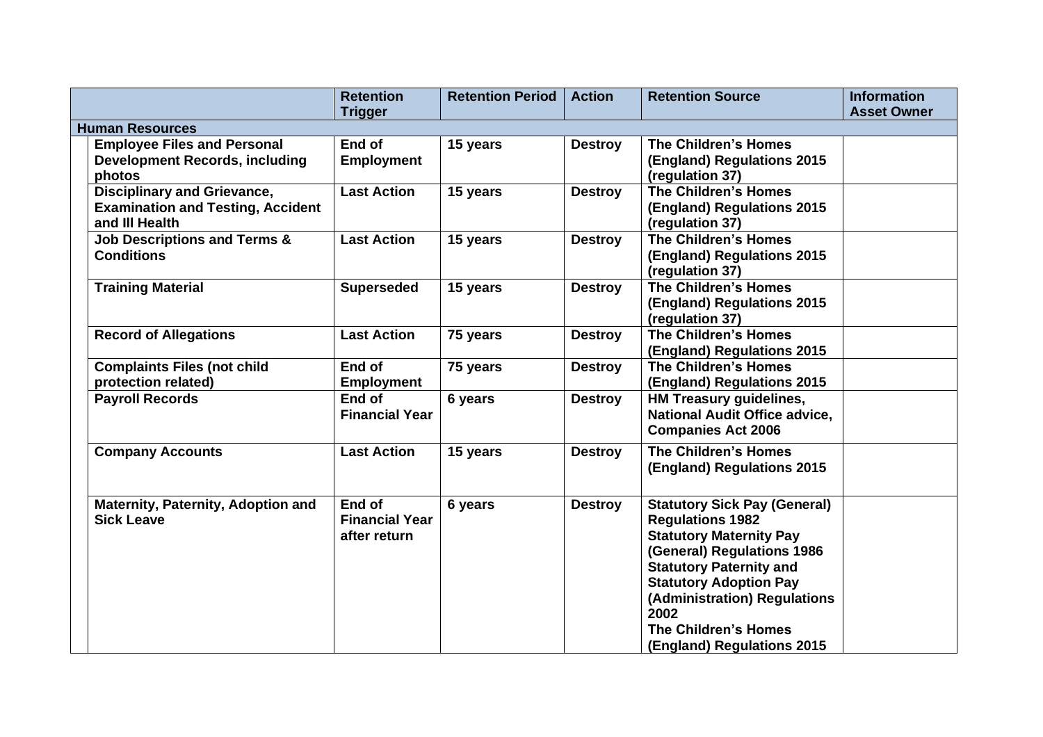| | Retention Trigger | Retention Period | Action | Retention Source | Information Asset Owner |
|---|---|---|---|---|---|
| **Human Resources** | | | | | |
| **Employee Files and Personal Development Records, including photos** | **End of Employment** | **15 years** | **Destroy** | **The Children's Homes (England) Regulations 2015 (regulation 37)** | |
| **Disciplinary and Grievance, Examination and Testing, Accident and Ill Health** | **Last Action** | **15 years** | **Destroy** | **The Children's Homes (England) Regulations 2015 (regulation 37)** | |
| **Job Descriptions and Terms & Conditions** | **Last Action** | **15 years** | **Destroy** | **The Children's Homes (England) Regulations 2015 (regulation 37)** | |
| **Training Material** | **Superseded** | **15 years** | **Destroy** | **The Children's Homes (England) Regulations 2015 (regulation 37)** | |
| **Record of Allegations** | **Last Action** | **75 years** | **Destroy** | **The Children's Homes (England) Regulations 2015** | |
| **Complaints Files (not child protection related)** | **End of Employment** | **75 years** | **Destroy** | **The Children's Homes (England) Regulations 2015** | |
| **Payroll Records** | **End of Financial Year** | **6 years** | **Destroy** | **HM Treasury guidelines, National Audit Office advice, Companies Act 2006** | |
| **Company Accounts** | **Last Action** | **15 years** | **Destroy** | **The Children's Homes (England) Regulations 2015** | |
| **Maternity, Paternity, Adoption and Sick Leave** | **End of Financial Year after return** | **6 years** | **Destroy** | **Statutory Sick Pay (General) Regulations 1982 Statutory Maternity Pay (General) Regulations 1986 Statutory Paternity and Statutory Adoption Pay (Administration) Regulations 2002 The Children's Homes (England) Regulations 2015** | |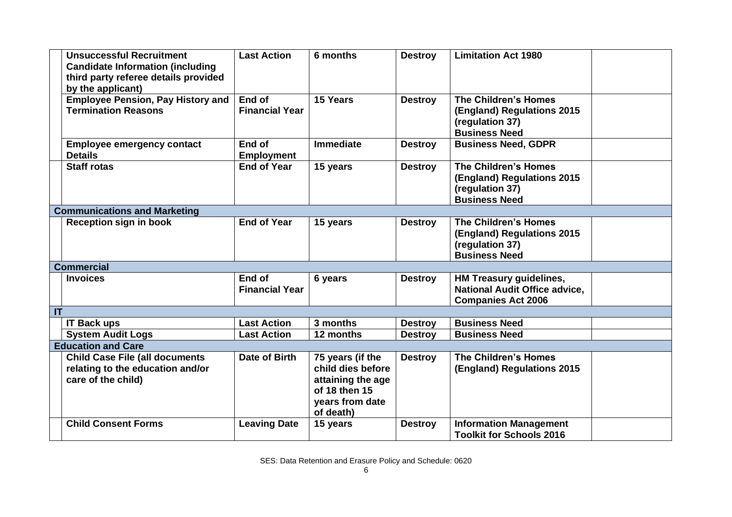| | | | | | | |
|---|---|---|---|---|---|---|
| | **Unsuccessful Recruitment Candidate Information (including third party referee details provided by the applicant)** | **Last Action** | **6 months** | **Destroy** | **Limitation Act 1980** | |
| | **Employee Pension, Pay History and Termination Reasons** | **End of Financial Year** | **15 Years** | **Destroy** | **The Children's Homes (England) Regulations 2015 (regulation 37) Business Need** | |
| | **Employee emergency contact Details** | **End of Employment** | **Immediate** | **Destroy** | **Business Need, GDPR** | |
| | **Staff rotas** | **End of Year** | **15 years** | **Destroy** | **The Children's Homes (England) Regulations 2015 (regulation 37) Business Need** | |
| **Communications and Marketing** | | | | | | |
| | **Reception sign in book** | **End of Year** | **15 years** | **Destroy** | **The Children's Homes (England) Regulations 2015 (regulation 37) Business Need** | |
| **Commercial** | | | | | | |
| | **Invoices** | **End of Financial Year** | **6 years** | **Destroy** | **HM Treasury guidelines, National Audit Office advice, Companies Act 2006** | |
| **IT** | | | | | | |
| | **IT Back ups** | **Last Action** | **3 months** | **Destroy** | **Business Need** | |
| | **System Audit Logs** | **Last Action** | **12 months** | **Destroy** | **Business Need** | |
| **Education and Care** | | | | | | |
| | **Child Case File (all documents relating to the education and/or care of the child)** | **Date of Birth** | **75 years (if the child dies before attaining the age of 18 then 15 years from date of death)** | **Destroy** | **The Children's Homes (England) Regulations 2015** | |
| | **Child Consent Forms** | **Leaving Date** | **15 years** | **Destroy** | **Information Management Toolkit for Schools 2016** | |

SES: Data Retention and Erasure Policy and Schedule: 0620